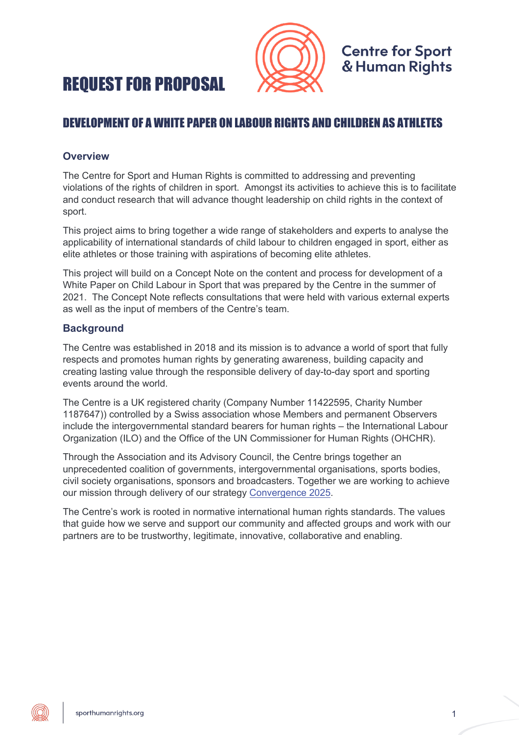# REQUEST FOR PROPOSAL

Centre for Sport & Human Rights

## DEVELOPMENT OF A WHITE PAPER ON LABOUR RIGHTS AND CHILDREN AS ATHLETES

### Overview

The Centre for Sport and Human Rights is committed to addressing and preventing violations of the rights of children in sport. Amongst its activities to achieve this is to facilitate and conduct research that will advance thought leadership on child rights in the context of sport.

This project aims to bring together a wide range of stakeholders and experts to analyse the applicability of international standards of child labour to children engaged in sport, either as elite athletes or those training with aspirations of becoming elite athletes.

This project will build on a Concept Note on the content and process for development of a White Paper on Child Labour in Sport that was prepared by the Centre in the summer of 2021. The Concept Note reflects consultations that were held with various external experts as well as the input of members of the Centre's team.

### Background

The Centre was established in 2018 and its mission is to advance a world of sport that fully respects and promotes human rights by generating awareness, building capacity and creating lasting value through the responsible delivery of day-to-day sport and sporting events around the world.

The Centre is a UK registered charity (Company Number 11422595, Charity Number 1187647)) controlled by a Swiss association whose Members and permanent Observers include the intergovernmental standard bearers for human rights – the International Labour Organization (ILO) and the Office of the UN Commissioner for Human Rights (OHCHR).

Through the Association and its Advisory Council, the Centre brings together an unprecedented coalition of governments, intergovernmental organisations, sports bodies, civil society organisations, sponsors and broadcasters. Together we are working to achieve our mission through delivery of our strategy Convergence 2025.

The Centre's work is rooted in normative international human rights standards. The values that guide how we serve and support our community and affected groups and work with our partners are to be trustworthy, legitimate, innovative, collaborative and enabling.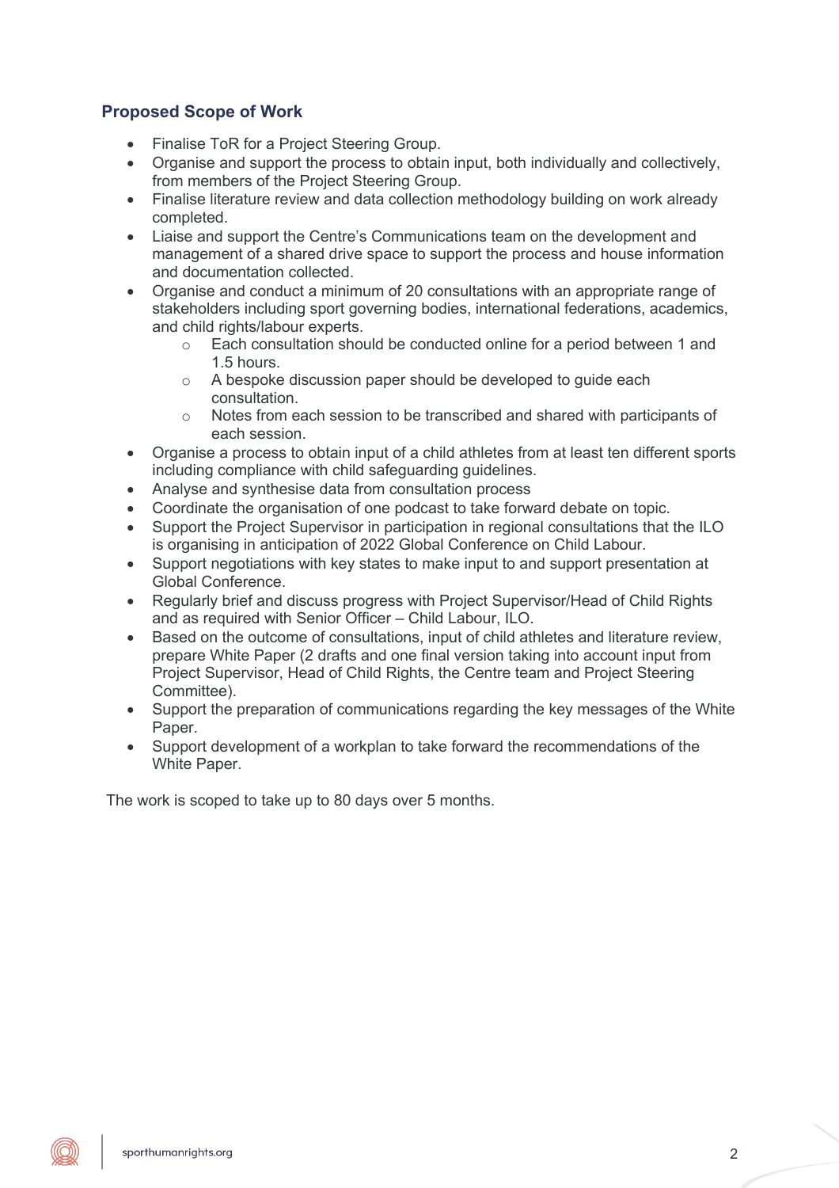## Proposed Scope of Work

- Finalise ToR for a Project Steering Group.
- Organise and support the process to obtain input, both individually and collectively, from members of the Project Steering Group.
- Finalise literature review and data collection methodology building on work already completed.
- Liaise and support the Centre's Communications team on the development and management of a shared drive space to support the process and house information and documentation collected.
- Organise and conduct a minimum of 20 consultations with an appropriate range of stakeholders including sport governing bodies, international federations, academics, and child rights/labour experts.
  - Each consultation should be conducted online for a period between 1 and 1.5 hours.
  - A bespoke discussion paper should be developed to guide each consultation.
  - Notes from each session to be transcribed and shared with participants of each session.
- Organise a process to obtain input of a child athletes from at least ten different sports including compliance with child safeguarding guidelines.
- Analyse and synthesise data from consultation process
- Coordinate the organisation of one podcast to take forward debate on topic.
- Support the Project Supervisor in participation in regional consultations that the ILO is organising in anticipation of 2022 Global Conference on Child Labour.
- Support negotiations with key states to make input to and support presentation at Global Conference.
- Regularly brief and discuss progress with Project Supervisor/Head of Child Rights and as required with Senior Officer – Child Labour, ILO.
- Based on the outcome of consultations, input of child athletes and literature review, prepare White Paper (2 drafts and one final version taking into account input from Project Supervisor, Head of Child Rights, the Centre team and Project Steering Committee).
- Support the preparation of communications regarding the key messages of the White Paper.
- Support development of a workplan to take forward the recommendations of the White Paper.

The work is scoped to take up to 80 days over 5 months.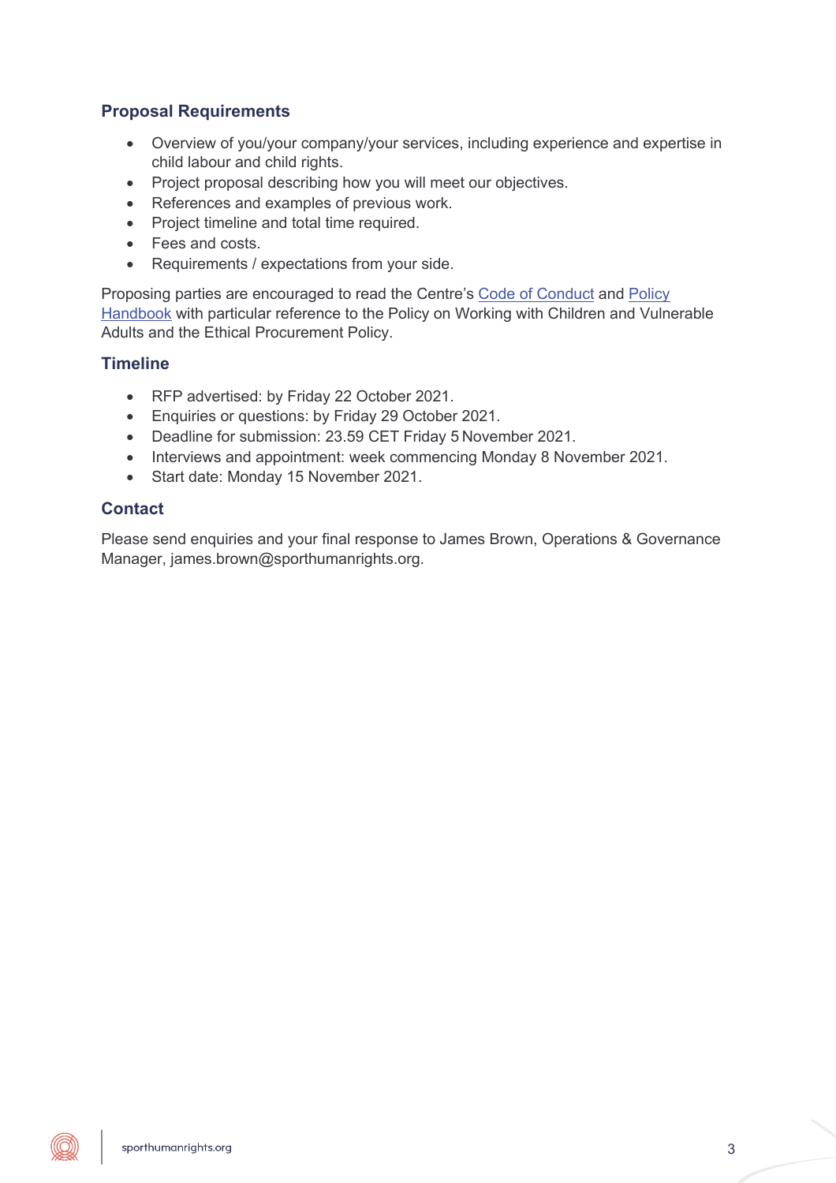## Proposal Requirements

- Overview of you/your company/your services, including experience and expertise in child labour and child rights.
- Project proposal describing how you will meet our objectives.
- References and examples of previous work.
- Project timeline and total time required.
- Fees and costs.
- Requirements / expectations from your side.

Proposing parties are encouraged to read the Centre's Code of Conduct and Policy Handbook with particular reference to the Policy on Working with Children and Vulnerable Adults and the Ethical Procurement Policy.

## Timeline

- RFP advertised: by Friday 22 October 2021.
- Enquiries or questions: by Friday 29 October 2021.
- Deadline for submission: 23.59 CET Friday 5 November 2021.
- Interviews and appointment: week commencing Monday 8 November 2021.
- Start date: Monday 15 November 2021.

## Contact

Please send enquiries and your final response to James Brown, Operations & Governance Manager, james.brown@sporthumanrights.org.